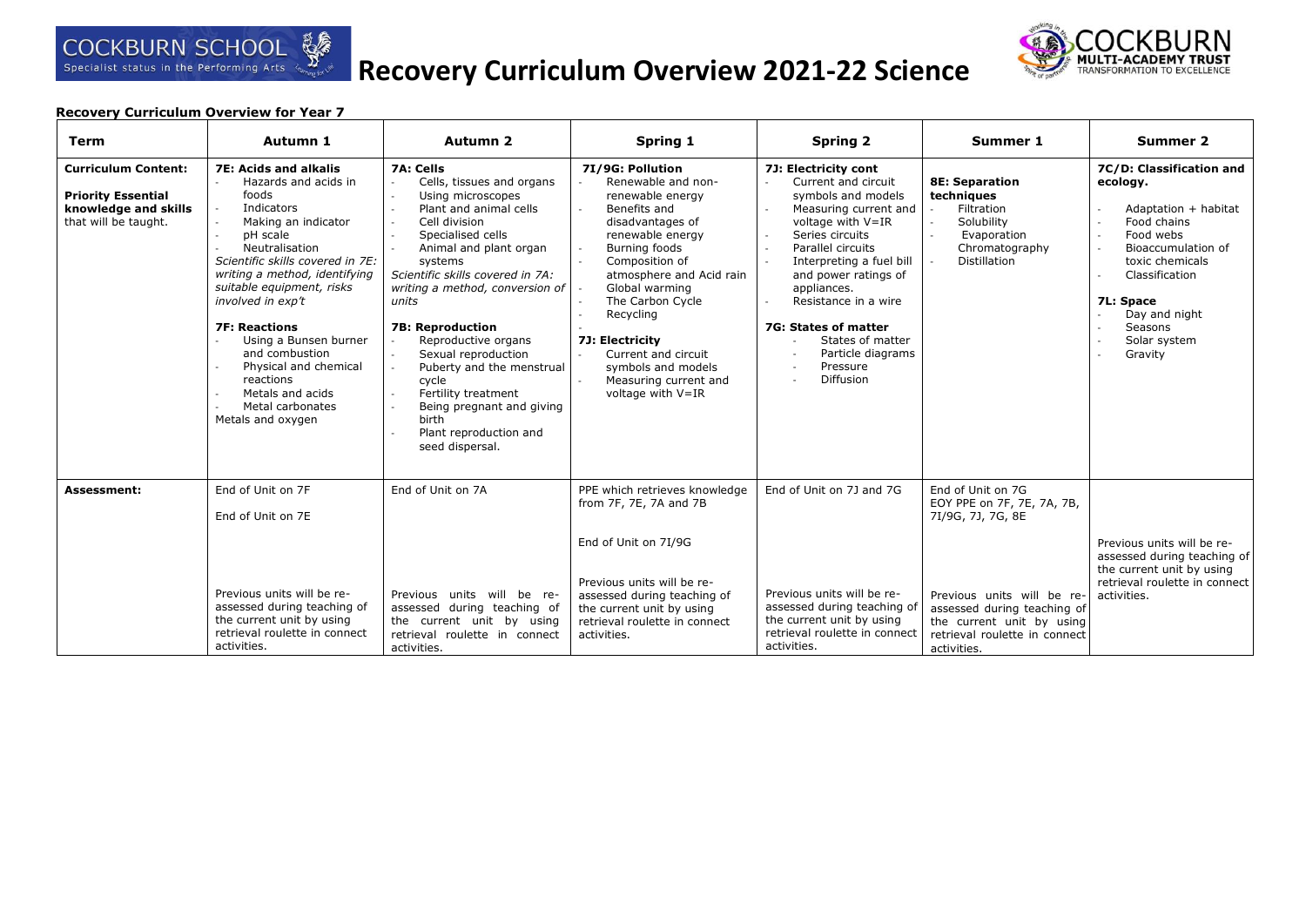# Recovery Curriculum Overview 2021-22 Science

**Recovery Curriculum Overview for Year 7**

| Term | Autumn 1 | Autumn 2 | Spring 1 | Spring 2 | Summer 1 | Summer 2 |
|---|---|---|---|---|---|---|
| **Curriculum Content:**<br><br>**Priority Essential knowledge and skills** that will be taught. | **7E: Acids and alkalis**<br>- Hazards and acids in foods<br>- Indicators<br>- Making an indicator<br>- pH scale<br>- Neutralisation<br>*Scientific skills covered in 7E: writing a method, identifying suitable equipment, risks involved in exp't*<br><br>**7F: Reactions**<br>- Using a Bunsen burner and combustion<br>- Physical and chemical reactions<br>- Metals and acids<br>- Metal carbonates<br>Metals and oxygen | **7A: Cells**<br>- Cells, tissues and organs<br>- Using microscopes<br>- Plant and animal cells<br>- Cell division<br>- Specialised cells<br>- Animal and plant organ systems<br>*Scientific skills covered in 7A: writing a method, conversion of units*<br><br>**7B: Reproduction**<br>- Reproductive organs<br>- Sexual reproduction<br>- Puberty and the menstrual cycle<br>- Fertility treatment<br>- Being pregnant and giving birth<br>- Plant reproduction and seed dispersal. | **7I/9G: Pollution**<br>- Renewable and non-renewable energy<br>- Benefits and disadvantages of renewable energy<br>- Burning foods<br>- Composition of atmosphere and Acid rain<br>- Global warming<br>- The Carbon Cycle<br>- Recycling<br>-<br>**7J: Electricity**<br>- Current and circuit symbols and models<br>- Measuring current and voltage with V=IR | **7J: Electricity cont**<br>- Current and circuit symbols and models<br>- Measuring current and voltage with V=IR<br>- Series circuits<br>- Parallel circuits<br>- Interpreting a fuel bill and power ratings of appliances.<br>- Resistance in a wire<br><br>**7G: States of matter**<br>- States of matter<br>- Particle diagrams<br>- Pressure<br>- Diffusion | **8E: Separation techniques**<br>- Filtration<br>- Solubility<br>- Evaporation<br>- Chromatography<br>- Distillation | **7C/D: Classification and ecology.**<br><br>- Adaptation + habitat<br>- Food chains<br>- Food webs<br>- Bioaccumulation of toxic chemicals<br>- Classification<br><br>**7L: Space**<br>- Day and night<br>- Seasons<br>- Solar system<br>- Gravity |
| **Assessment:** | End of Unit on 7F<br><br>End of Unit on 7E<br><br>Previous units will be re-assessed during teaching of the current unit by using retrieval roulette in connect activities. | End of Unit on 7A<br><br>Previous units will be re-assessed during teaching of the current unit by using retrieval roulette in connect activities. | PPE which retrieves knowledge from 7F, 7E, 7A and 7B<br><br>End of Unit on 7I/9G<br><br>Previous units will be re-assessed during teaching of the current unit by using retrieval roulette in connect activities. | End of Unit on 7J and 7G<br><br>Previous units will be re-assessed during teaching of the current unit by using retrieval roulette in connect activities. | End of Unit on 7G<br>EOY PPE on 7F, 7E, 7A, 7B, 7I/9G, 7J, 7G, 8E<br><br>Previous units will be re-assessed during teaching of the current unit by using retrieval roulette in connect activities. | Previous units will be re-assessed during teaching of the current unit by using retrieval roulette in connect activities. |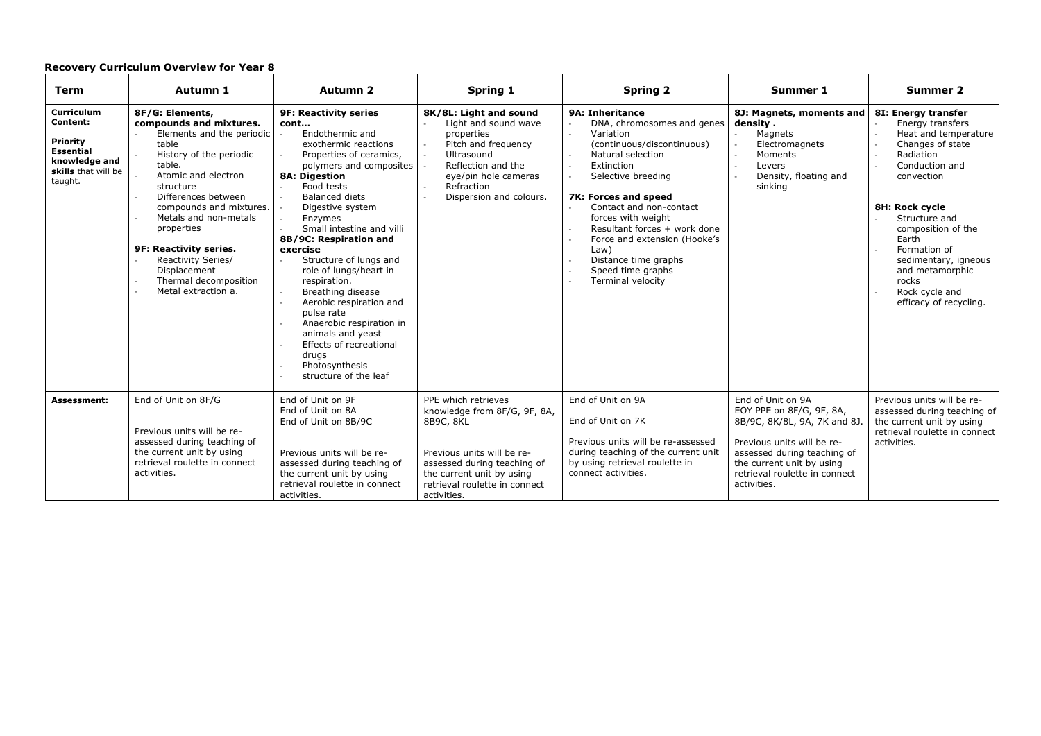**Recovery Curriculum Overview for Year 8**

| Term | Autumn 1 | Autumn 2 | Spring 1 | Spring 2 | Summer 1 | Summer 2 |
| --- | --- | --- | --- | --- | --- | --- |
| **Curriculum Content:**<br><br>**Priority Essential knowledge and skills** that will be taught. | **8F/G: Elements, compounds and mixtures.**<br>- Elements and the periodic table<br>- History of the periodic table.<br>- Atomic and electron structure<br>- Differences between compounds and mixtures.<br>- Metals and non-metals properties<br><br>**9F: Reactivity series.**<br>- Reactivity Series/ Displacement<br>- Thermal decomposition<br>- Metal extraction a. | **9F: Reactivity series cont…**<br>- Endothermic and exothermic reactions<br>- Properties of ceramics, polymers and composites<br>**8A: Digestion**<br>- Food tests<br>- Balanced diets<br>- Digestive system<br>- Enzymes<br>- Small intestine and villi<br>**8B/9C: Respiration and exercise**<br>- Structure of lungs and role of lungs/heart in respiration.<br>- Breathing disease<br>- Aerobic respiration and pulse rate<br>- Anaerobic respiration in animals and yeast<br>- Effects of recreational drugs<br>- Photosynthesis<br>- structure of the leaf | **8K/8L: Light and sound**<br>- Light and sound wave properties<br>- Pitch and frequency<br>- Ultrasound<br>- Reflection and the eye/pin hole cameras<br>- Refraction<br>- Dispersion and colours. | **9A: Inheritance**<br>- DNA, chromosomes and genes<br>- Variation (continuous/discontinuous)<br>- Natural selection<br>- Extinction<br>- Selective breeding<br><br>**7K: Forces and speed**<br>- Contact and non-contact forces with weight<br>- Resultant forces + work done<br>- Force and extension (Hooke's Law)<br>- Distance time graphs<br>- Speed time graphs<br>- Terminal velocity | **8J: Magnets, moments and density .**<br>- Magnets<br>- Electromagnets<br>- Moments<br>- Levers<br>- Density, floating and sinking | **8I: Energy transfer**<br>- Energy transfers<br>- Heat and temperature<br>- Changes of state<br>- Radiation<br>- Conduction and convection<br><br>**8H: Rock cycle**<br>- Structure and composition of the Earth<br>- Formation of sedimentary, igneous and metamorphic rocks<br>- Rock cycle and efficacy of recycling. |
| **Assessment:** | End of Unit on 8F/G<br><br>Previous units will be re-assessed during teaching of the current unit by using retrieval roulette in connect activities. | End of Unit on 9F<br>End of Unit on 8A<br>End of Unit on 8B/9C<br><br>Previous units will be re-assessed during teaching of the current unit by using retrieval roulette in connect activities. | PPE which retrieves knowledge from 8F/G, 9F, 8A, 8B9C, 8KL<br><br>Previous units will be re-assessed during teaching of the current unit by using retrieval roulette in connect activities. | End of Unit on 9A<br><br>End of Unit on 7K<br><br>Previous units will be re-assessed during teaching of the current unit by using retrieval roulette in connect activities. | End of Unit on 9A<br>EOY PPE on 8F/G, 9F, 8A, 8B/9C, 8K/8L, 9A, 7K and 8J.<br><br>Previous units will be re-assessed during teaching of the current unit by using retrieval roulette in connect activities. | Previous units will be re-assessed during teaching of the current unit by using retrieval roulette in connect activities. |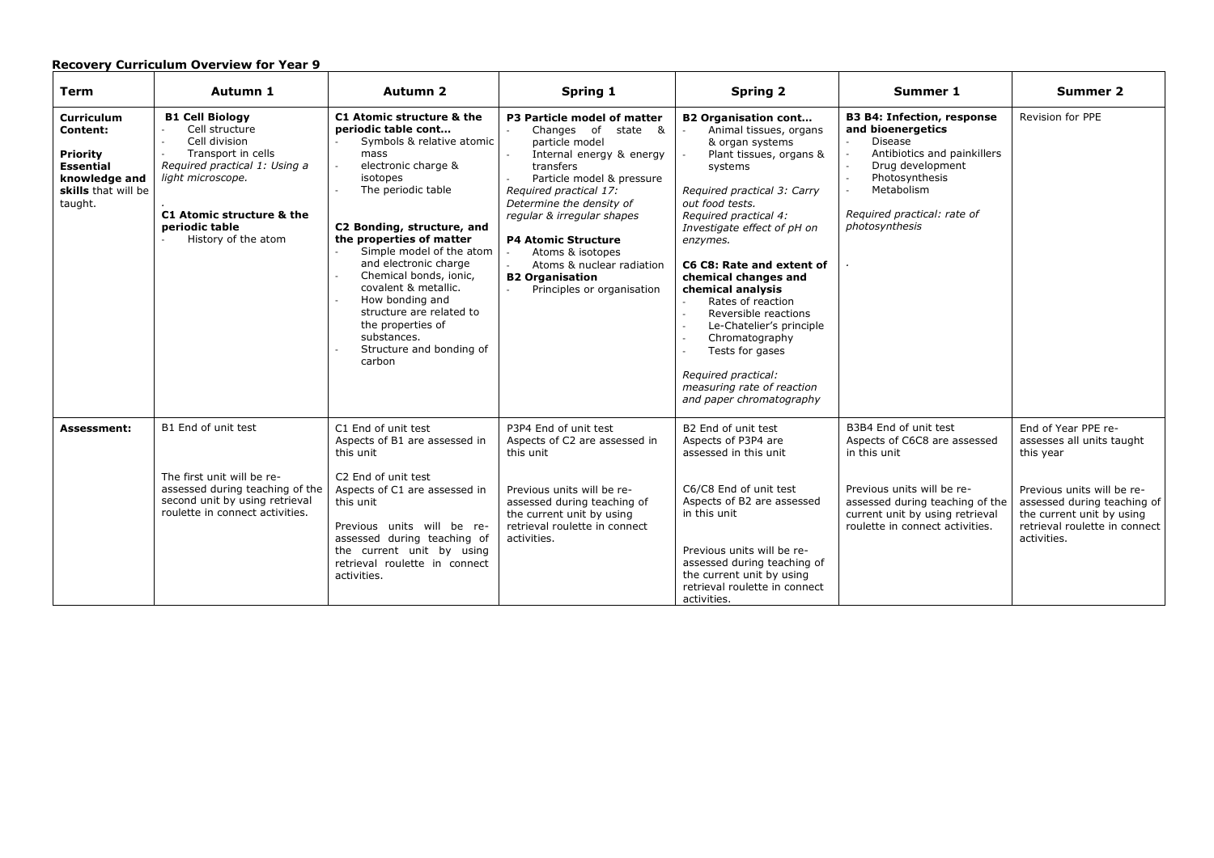**Recovery Curriculum Overview for Year 9**

| Term | Autumn 1 | Autumn 2 | Spring 1 | Spring 2 | Summer 1 | Summer 2 |
|---|---|---|---|---|---|---|
| **Curriculum Content:**<br><br>**Priority Essential knowledge and skills** that will be taught. | **B1 Cell Biology**<br>- Cell structure<br>- Cell division<br>- Transport in cells<br>*Required practical 1: Using a light microscope.*<br>.<br>**C1 Atomic structure & the periodic table**<br>- History of the atom | **C1 Atomic structure & the periodic table cont…**<br>- Symbols & relative atomic mass<br>- electronic charge & isotopes<br>- The periodic table<br><br>**C2 Bonding, structure, and the properties of matter**<br>- Simple model of the atom and electronic charge<br>- Chemical bonds, ionic, covalent & metallic.<br>- How bonding and structure are related to the properties of substances.<br>- Structure and bonding of carbon | **P3 Particle model of matter**<br>- Changes of state & particle model<br>- Internal energy & energy transfers<br>- Particle model & pressure<br>*Required practical 17: Determine the density of regular & irregular shapes*<br><br>**P4 Atomic Structure**<br>- Atoms & isotopes<br>- Atoms & nuclear radiation<br>**B2 Organisation**<br>- Principles or organisation | **B2 Organisation cont…**<br>- Animal tissues, organs & organ systems<br>- Plant tissues, organs & systems<br><br>*Required practical 3: Carry out food tests.*<br>*Required practical 4: Investigate effect of pH on enzymes.*<br><br>**C6 C8: Rate and extent of chemical changes and chemical analysis**<br>- Rates of reaction<br>- Reversible reactions<br>- Le-Chatelier's principle<br>- Chromatography<br>- Tests for gases<br><br>*Required practical: measuring rate of reaction and paper chromatography* | **B3 B4: Infection, response and bioenergetics**<br>- Disease<br>- Antibiotics and painkillers<br>- Drug development<br>- Photosynthesis<br>- Metabolism<br><br>*Required practical: rate of photosynthesis*<br><br>. | Revision for PPE |
| **Assessment:** | B1 End of unit test<br><br>The first unit will be re-assessed during teaching of the second unit by using retrieval roulette in connect activities. | C1 End of unit test<br>Aspects of B1 are assessed in this unit<br><br>C2 End of unit test<br>Aspects of C1 are assessed in this unit<br><br>Previous units will be re-assessed during teaching of the current unit by using retrieval roulette in connect activities. | P3P4 End of unit test<br>Aspects of C2 are assessed in this unit<br><br>Previous units will be re-assessed during teaching of the current unit by using retrieval roulette in connect activities. | B2 End of unit test<br>Aspects of P3P4 are assessed in this unit<br><br>C6/C8 End of unit test<br>Aspects of B2 are assessed in this unit<br><br>Previous units will be re-assessed during teaching of the current unit by using retrieval roulette in connect activities. | B3B4 End of unit test<br>Aspects of C6C8 are assessed in this unit<br><br>Previous units will be re-assessed during teaching of the current unit by using retrieval roulette in connect activities. | End of Year PPE re-assesses all units taught this year<br><br>Previous units will be re-assessed during teaching of the current unit by using retrieval roulette in connect activities. |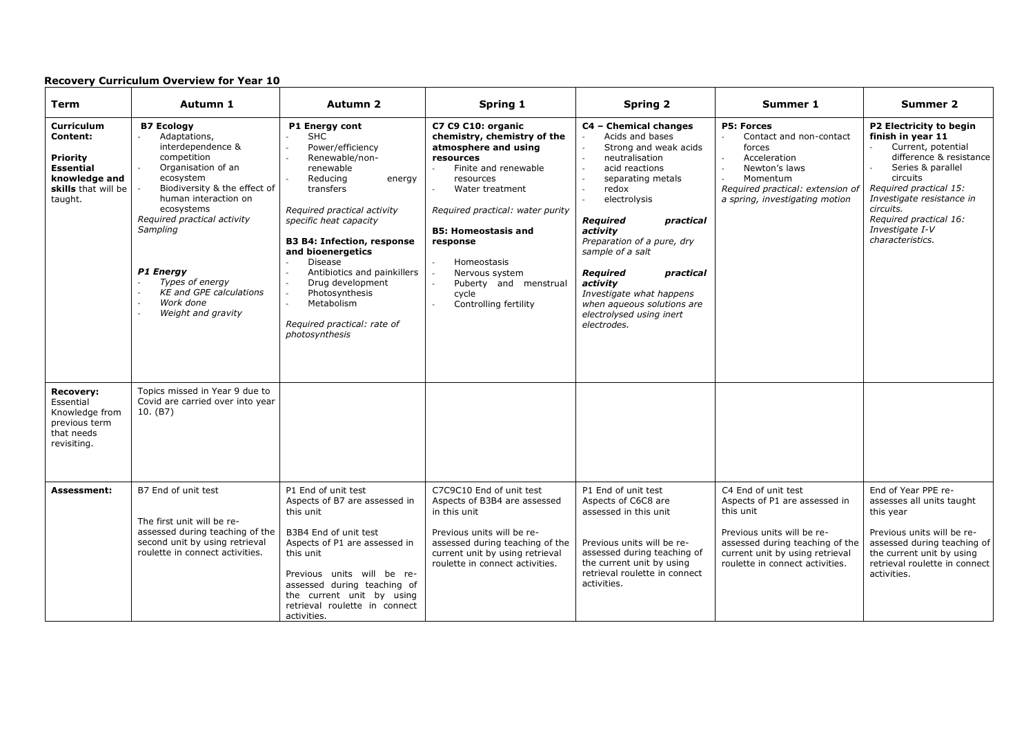**Recovery Curriculum Overview for Year 10**

| Term | Autumn 1 | Autumn 2 | Spring 1 | Spring 2 | Summer 1 | Summer 2 |
|---|---|---|---|---|---|---|
| **Curriculum Content:**<br><br>**Priority Essential knowledge and skills** that will be taught. | **B7 Ecology**<br>- Adaptations, interdependence & competition<br>- Organisation of an ecosystem<br>- Biodiversity & the effect of human interaction on ecosystems<br>*Required practical activity Sampling*<br><br>***P1 Energy***<br>- *Types of energy*<br>- *KE and GPE calculations*<br>- *Work done*<br>- *Weight and gravity* | **P1 Energy cont**<br>- SHC<br>- Power/efficiency<br>- Renewable/non-renewable<br>- Reducing energy transfers<br><br>*Required practical activity specific heat capacity*<br><br>**B3 B4: Infection, response and bioenergetics**<br>- Disease<br>- Antibiotics and painkillers<br>- Drug development<br>- Photosynthesis<br>- Metabolism<br><br>*Required practical: rate of photosynthesis* | **C7 C9 C10: organic chemistry, chemistry of the atmosphere and using resources**<br>- Finite and renewable resources<br>- Water treatment<br><br>*Required practical: water purity*<br><br>**B5: Homeostasis and response**<br>- Homeostasis<br>- Nervous system<br>- Puberty and menstrual cycle<br>- Controlling fertility | **C4 – Chemical changes**<br>- Acids and bases<br>- Strong and weak acids<br>- neutralisation<br>- acid reactions<br>- separating metals<br>- redox<br>- electrolysis<br><br>***Required practical activity***<br>*Preparation of a pure, dry sample of a salt*<br><br>***Required practical activity***<br>*Investigate what happens when aqueous solutions are electrolysed using inert electrodes.* | **P5: Forces**<br>- Contact and non-contact forces<br>- Acceleration<br>- Newton's laws<br>- Momentum<br>*Required practical: extension of a spring, investigating motion* | **P2 Electricity to begin finish in year 11**<br>- Current, potential difference & resistance<br>- Series & parallel circuits<br>*Required practical 15: Investigate resistance in circuits.*<br>*Required practical 16: Investigate I-V characteristics.* |
| **Recovery:** Essential Knowledge from previous term that needs revisiting. | Topics missed in Year 9 due to Covid are carried over into year 10. (B7) | | | | | |
| **Assessment:** | B7 End of unit test<br><br>The first unit will be re-assessed during teaching of the second unit by using retrieval roulette in connect activities. | P1 End of unit test<br>Aspects of B7 are assessed in this unit<br><br>B3B4 End of unit test<br>Aspects of P1 are assessed in this unit<br><br>Previous units will be re-assessed during teaching of the current unit by using retrieval roulette in connect activities. | C7C9C10 End of unit test<br>Aspects of B3B4 are assessed in this unit<br><br>Previous units will be re-assessed during teaching of the current unit by using retrieval roulette in connect activities. | P1 End of unit test<br>Aspects of C6C8 are assessed in this unit<br><br>Previous units will be re-assessed during teaching of the current unit by using retrieval roulette in connect activities. | C4 End of unit test<br>Aspects of P1 are assessed in this unit<br><br>Previous units will be re-assessed during teaching of the current unit by using retrieval roulette in connect activities. | End of Year PPE re-assesses all units taught this year<br><br>Previous units will be re-assessed during teaching of the current unit by using retrieval roulette in connect activities. |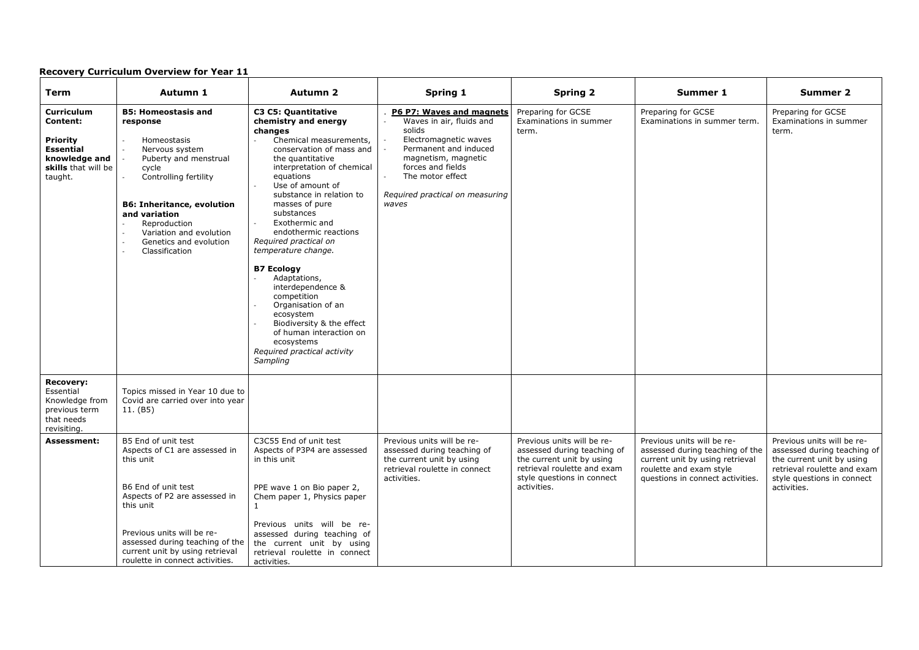**Recovery Curriculum Overview for Year 11**

| Term | Autumn 1 | Autumn 2 | Spring 1 | Spring 2 | Summer 1 | Summer 2 |
|---|---|---|---|---|---|---|
| **Curriculum Content:**<br><br>**Priority Essential knowledge and skills** that will be taught. | **B5: Homeostasis and response**<br>- Homeostasis<br>- Nervous system<br>- Puberty and menstrual cycle<br>- Controlling fertility<br><br>**B6: Inheritance, evolution and variation**<br>- Reproduction<br>- Variation and evolution<br>- Genetics and evolution<br>- Classification | **C3 C5: Quantitative chemistry and energy changes**<br>- Chemical measurements, conservation of mass and the quantitative interpretation of chemical equations<br>- Use of amount of substance in relation to masses of pure substances<br>- Exothermic and endothermic reactions<br>*Required practical on temperature change.*<br><br>**B7 Ecology**<br>- Adaptations, interdependence & competition<br>- Organisation of an ecosystem<br>- Biodiversity & the effect of human interaction on ecosystems<br>*Required practical activity Sampling* | . **P6 P7: Waves and magnets**<br>- Waves in air, fluids and solids<br>- Electromagnetic waves<br>- Permanent and induced magnetism, magnetic forces and fields<br>- The motor effect<br><br>*Required practical on measuring waves* | Preparing for GCSE Examinations in summer term. | Preparing for GCSE Examinations in summer term. | Preparing for GCSE Examinations in summer term. |
| **Recovery:** Essential Knowledge from previous term that needs revisiting. | Topics missed in Year 10 due to Covid are carried over into year 11. (B5) | | | | | |
| **Assessment:** | B5 End of unit test<br>Aspects of C1 are assessed in this unit<br><br>B6 End of unit test<br>Aspects of P2 are assessed in this unit<br><br>Previous units will be re-assessed during teaching of the current unit by using retrieval roulette in connect activities. | C3C55 End of unit test<br>Aspects of P3P4 are assessed in this unit<br><br>PPE wave 1 on Bio paper 2, Chem paper 1, Physics paper 1<br><br>Previous units will be re-assessed during teaching of the current unit by using retrieval roulette in connect activities. | Previous units will be re-assessed during teaching of the current unit by using retrieval roulette in connect activities. | Previous units will be re-assessed during teaching of the current unit by using retrieval roulette and exam style questions in connect activities. | Previous units will be re-assessed during teaching of the current unit by using retrieval roulette and exam style questions in connect activities. | Previous units will be re-assessed during teaching of the current unit by using retrieval roulette and exam style questions in connect activities. |